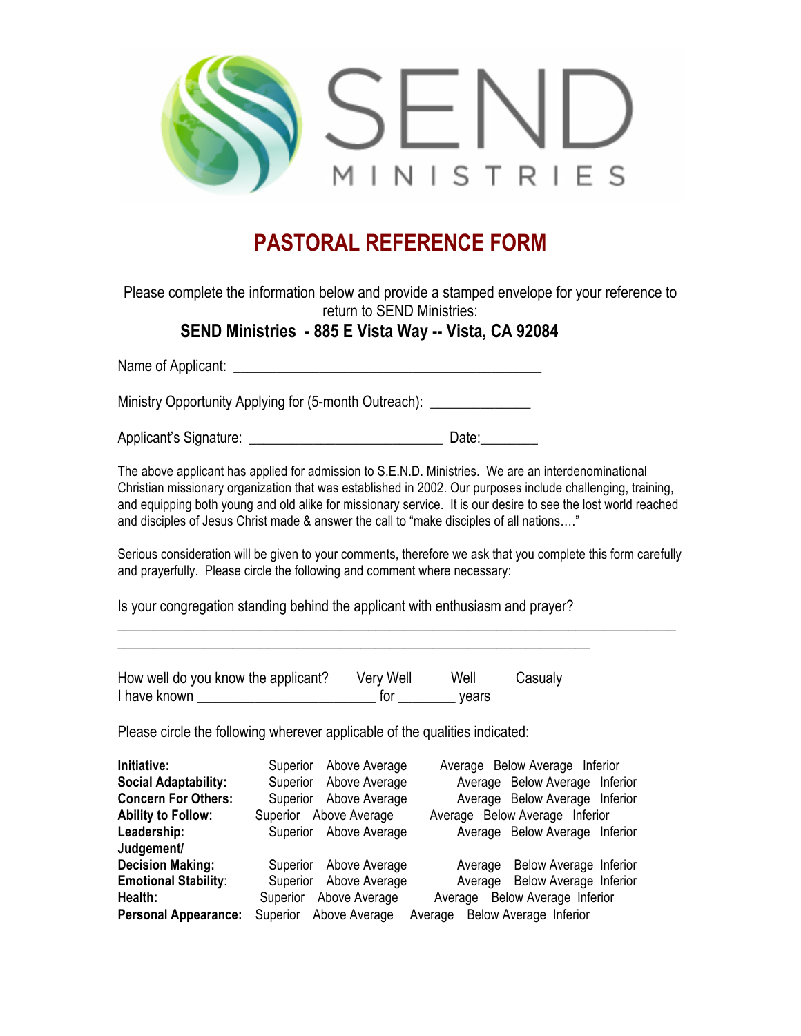SEND MINISTRIES

# PASTORAL REFERENCE FORM

Please complete the information below and provide a stamped envelope for your reference to return to SEND Ministries:

**SEND Ministries - 885 E Vista Way -- Vista, CA 92084**

Name of Applicant: ___________________________________________

Ministry Opportunity Applying for (5-month Outreach): ______________

Applicant's Signature: ___________________________ Date:________

The above applicant has applied for admission to S.E.N.D. Ministries. We are an interdenominational Christian missionary organization that was established in 2002. Our purposes include challenging, training, and equipping both young and old alike for missionary service. It is our desire to see the lost world reached and disciples of Jesus Christ made & answer the call to "make disciples of all nations…."

Serious consideration will be given to your comments, therefore we ask that you complete this form carefully and prayerfully. Please circle the following and comment where necessary:

Is your congregation standing behind the applicant with enthusiasm and prayer?

_______________________________________________________________________________

__________________________________________________________________

How well do you know the applicant? Very Well Well Casualy
I have known _________________________ for ________ years

Please circle the following wherever applicable of the qualities indicated:

| | | | | | |
|---|---|---|---|---|---|
| **Initiative:** | Superior | Above Average | Average | Below Average | Inferior |
| **Social Adaptability:** | Superior | Above Average | Average | Below Average | Inferior |
| **Concern For Others:** | Superior | Above Average | Average | Below Average | Inferior |
| **Ability to Follow:** | Superior | Above Average | Average | Below Average | Inferior |
| **Leadership:** | Superior | Above Average | Average | Below Average | Inferior |
| **Judgement/ Decision Making:** | Superior | Above Average | Average | Below Average | Inferior |
| **Emotional Stability:** | Superior | Above Average | Average | Below Average | Inferior |
| **Health:** | Superior | Above Average | Average | Below Average | Inferior |
| **Personal Appearance:** | Superior | Above Average | Average | Below Average | Inferior |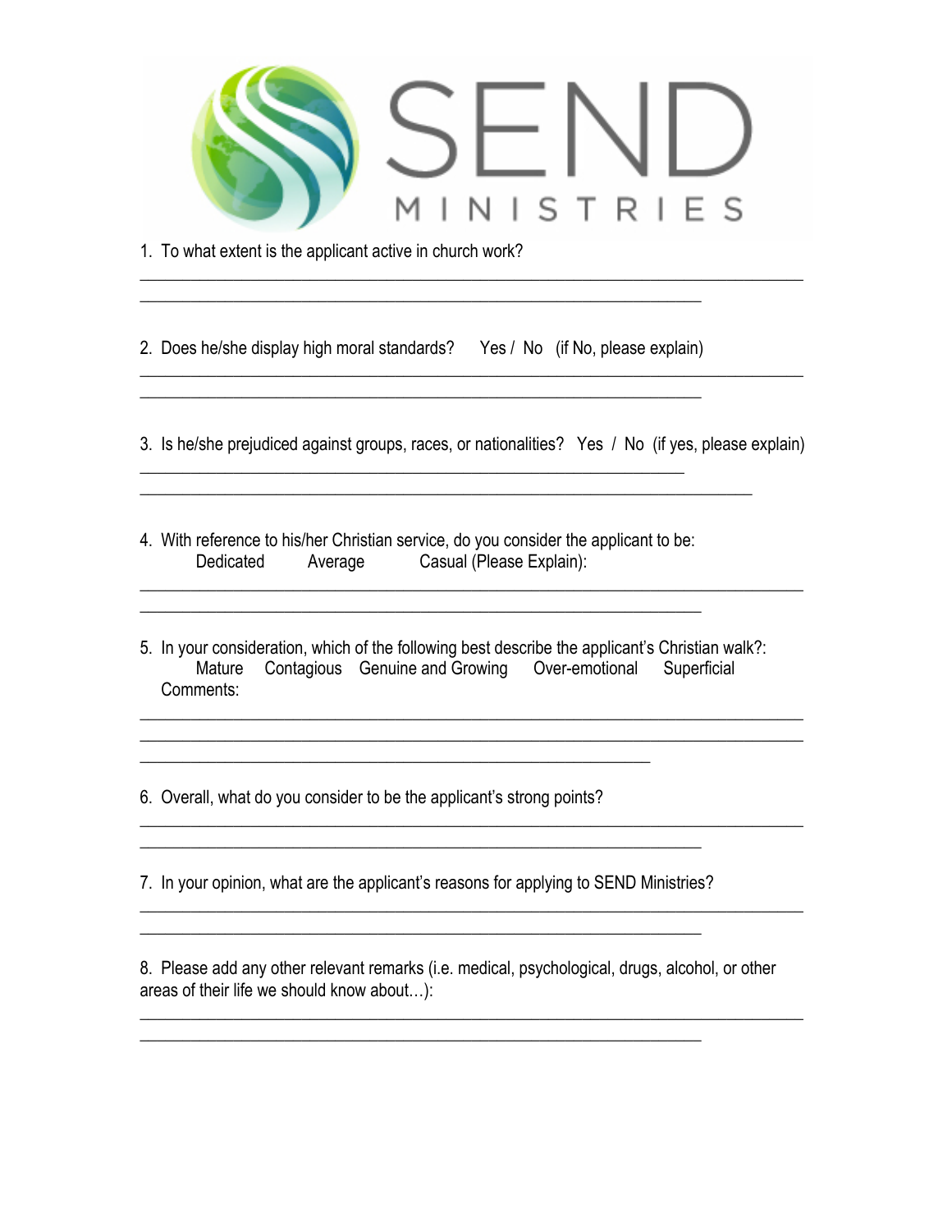SEND MINISTRIES

1. To what extent is the applicant active in church work?

______________________________________________________________________________
______________________________________________________________________

2. Does he/she display high moral standards? Yes / No (if No, please explain)

______________________________________________________________________________
______________________________________________________________________

3. Is he/she prejudiced against groups, races, or nationalities? Yes / No (if yes, please explain)

____________________________________________________________________
____________________________________________________________________________

4. With reference to his/her Christian service, do you consider the applicant to be:
   Dedicated  Average  Casual (Please Explain):

______________________________________________________________________________
______________________________________________________________________

5. In your consideration, which of the following best describe the applicant's Christian walk?:
   Mature  Contagious  Genuine and Growing  Over-emotional  Superficial
   Comments:

______________________________________________________________________________
______________________________________________________________________________
________________________________________________________________

6. Overall, what do you consider to be the applicant's strong points?

______________________________________________________________________________
______________________________________________________________________

7. In your opinion, what are the applicant's reasons for applying to SEND Ministries?

______________________________________________________________________________
______________________________________________________________________

8. Please add any other relevant remarks (i.e. medical, psychological, drugs, alcohol, or other areas of their life we should know about…):

______________________________________________________________________________
______________________________________________________________________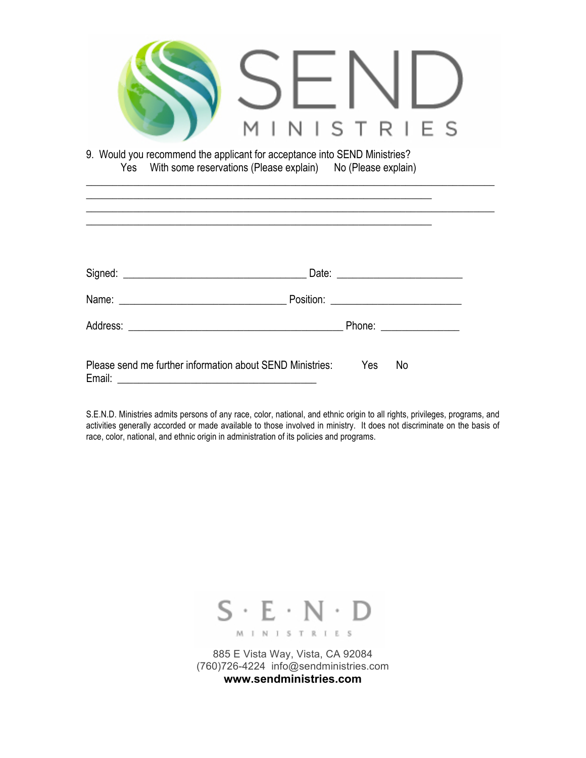9. Would you recommend the applicant for acceptance into SEND Ministries?
   Yes   With some reservations (Please explain)   No (Please explain)

________________________________________________________________________________
__________________________________________________________________
________________________________________________________________________________
__________________________________________________________________

Signed: ___________________________________ Date: ______________________

Name: ________________________________ Position: ________________________

Address: _________________________________________ Phone: ______________

Please send me further information about SEND Ministries:   Yes   No
Email: ______________________________________

S.E.N.D. Ministries admits persons of any race, color, national, and ethnic origin to all rights, privileges, programs, and activities generally accorded or made available to those involved in ministry. It does not discriminate on the basis of race, color, national, and ethnic origin in administration of its policies and programs.

S·E·N·D MINISTRIES

885 E Vista Way, Vista, CA 92084
(760)726-4224 info@sendministries.com
**www.sendministries.com**